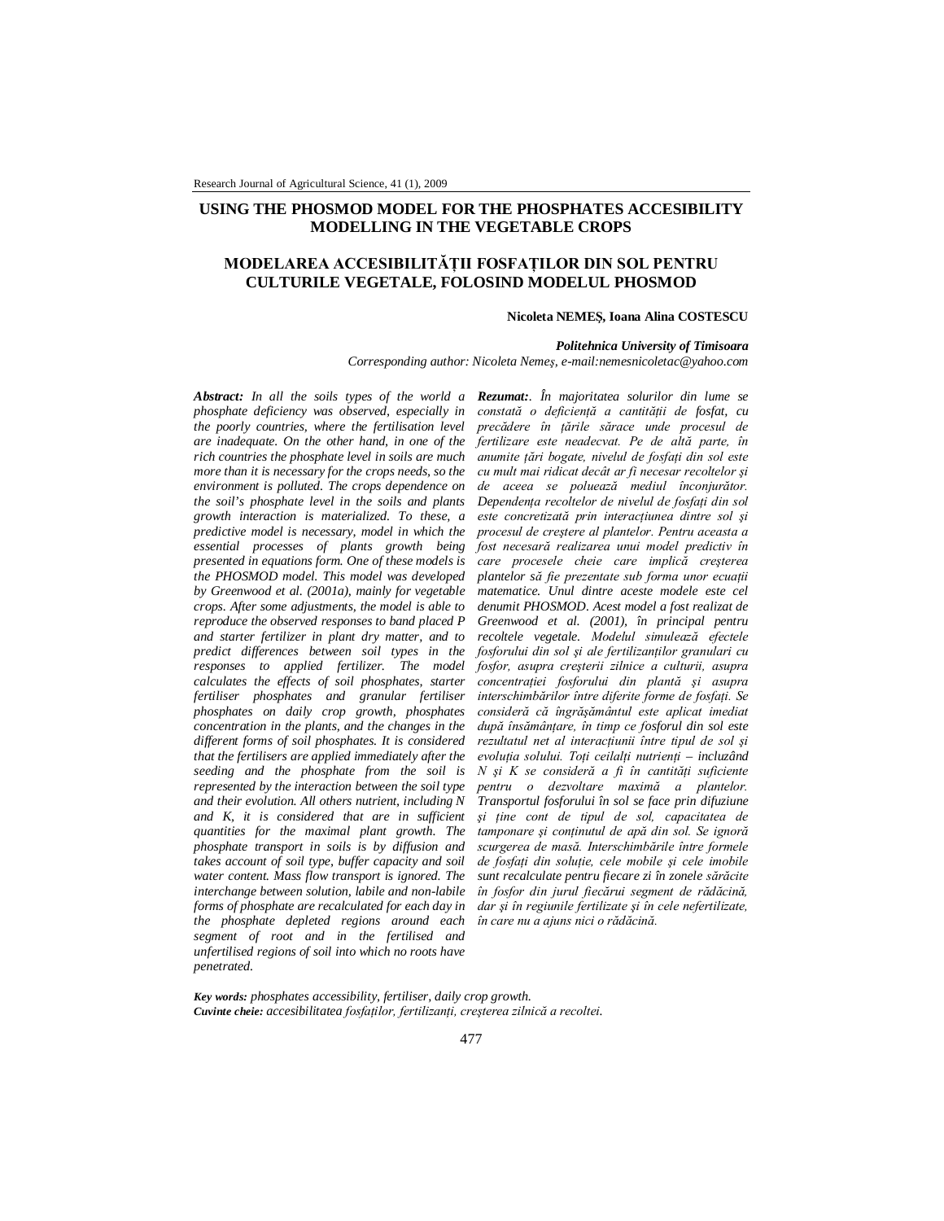# USING THE PHOSMOD MODEL FOR THE PHOSPHATES ACCESIBILITY MODELLING IN THE VEGETABLE CROPS

# MODELAREA ACCESIBILITĂȚII FOSFAȚILOR DIN SOL PENTRU CULTURILE VEGETALE, FOLOSIND MODELUL PHOSMOD

**Nicoleta NEMEȘ, Ioana Alina COSTESCU**

***Politehnica University of Timisoara***

*Corresponding author: Nicoleta Nemeș, e-mail:nemesnicoletac@yahoo.com*

***Abstract:*** *In all the soils types of the world a phosphate deficiency was observed, especially in the poorly countries, where the fertilisation level are inadequate. On the other hand, in one of the rich countries the phosphate level in soils are much more than it is necessary for the crops needs, so the environment is polluted. The crops dependence on the soil's phosphate level in the soils and plants growth interaction is materialized. To these, a predictive model is necessary, model in which the essential processes of plants growth being presented in equations form. One of these models is the PHOSMOD model. This model was developed by Greenwood et al. (2001a), mainly for vegetable crops. After some adjustments, the model is able to reproduce the observed responses to band placed P and starter fertilizer in plant dry matter, and to predict differences between soil types in the responses to applied fertilizer. The model calculates the effects of soil phosphates, starter fertiliser phosphates and granular fertiliser phosphates on daily crop growth, phosphates concentration in the plants, and the changes in the different forms of soil phosphates. It is considered that the fertilisers are applied immediately after the seeding and the phosphate from the soil is represented by the interaction between the soil type and their evolution. All others nutrient, including N and K, it is considered that are in sufficient quantities for the maximal plant growth. The phosphate transport in soils is by diffusion and takes account of soil type, buffer capacity and soil water content. Mass flow transport is ignored. The interchange between solution, labile and non-labile forms of phosphate are recalculated for each day in the phosphate depleted regions around each segment of root and in the fertilised and unfertilised regions of soil into which no roots have penetrated.*

***Rezumat:*** *. În majoritatea solurilor din lume se constată o deficiență a cantității de fosfat, cu precădere în țările sărace unde procesul de fertilizare este neadecvat. Pe de altă parte, în anumite țări bogate, nivelul de fosfați din sol este cu mult mai ridicat decât ar fi necesar recoltelor și de aceea se poluează mediul înconjurător. Dependența recoltelor de nivelul de fosfați din sol este concretizată prin interacțiunea dintre sol și procesul de creștere al plantelor. Pentru aceasta a fost necesară realizarea unui model predictiv în care procesele cheie care implică creșterea plantelor să fie prezentate sub forma unor ecuații matematice. Unul dintre aceste modele este cel denumit PHOSMOD. Acest model a fost realizat de Greenwood et al. (2001), în principal pentru recoltele vegetale. Modelul simulează efectele fosforului din sol și ale fertilizanților granulari cu fosfor, asupra creșterii zilnice a culturii, asupra concentrației fosforului din plantă și asupra interschimbărilor între diferite forme de fosfați. Se consideră că îngrășământul este aplicat imediat după însămânțare, în timp ce fosforul din sol este rezultatul net al interacțiunii între tipul de sol și evoluția solului. Toți ceilalți nutrienți – incluzând N și K se consideră a fi în cantități suficiente pentru o dezvoltare maximă a plantelor. Transportul fosforului în sol se face prin difuziune și ține cont de tipul de sol, capacitatea de tamponare și conținutul de apă din sol. Se ignoră scurgerea de masă. Interschimbările între formele de fosfați din soluție, cele mobile și cele imobile sunt recalculate pentru fiecare zi în zonele sărăcite în fosfor din jurul fiecărui segment de rădăcină, dar și în regiunile fertilizate și în cele nefertilizate, în care nu a ajuns nici o rădăcină.*

***Key words:*** phosphates accessibility, fertiliser, daily crop growth.

***Cuvinte cheie:*** accesibilitatea *fosfaților, fertilizanți, creșterea zilnică a recoltei.*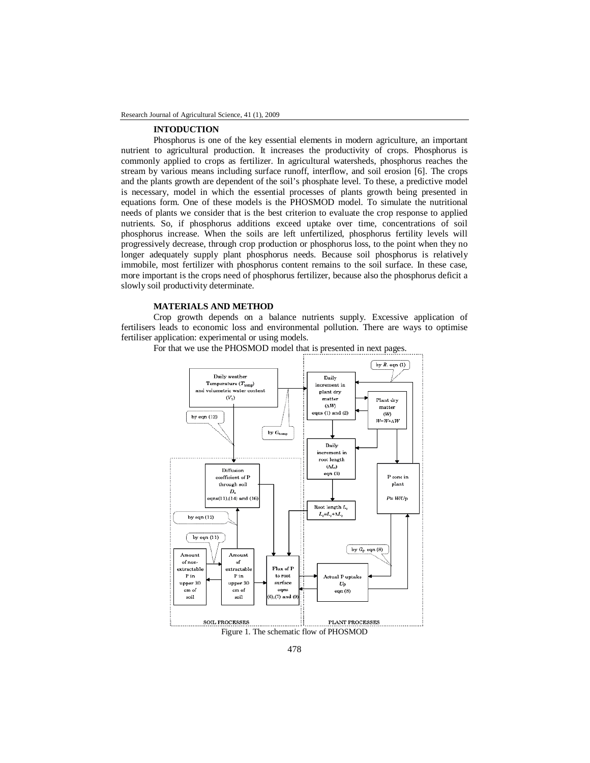**INTODUCTION**

Phosphorus is one of the key essential elements in modern agriculture, an important nutrient to agricultural production. It increases the productivity of crops. Phosphorus is commonly applied to crops as fertilizer. In agricultural watersheds, phosphorus reaches the stream by various means including surface runoff, interflow, and soil erosion [6]. The crops and the plants growth are dependent of the soil's phosphate level. To these, a predictive model is necessary, model in which the essential processes of plants growth being presented in equations form. One of these models is the PHOSMOD model. To simulate the nutritional needs of plants we consider that is the best criterion to evaluate the crop response to applied nutrients. So, if phosphorus additions exceed uptake over time, concentrations of soil phosphorus increase. When the soils are left unfertilized, phosphorus fertility levels will progressively decrease, through crop production or phosphorus loss, to the point when they no longer adequately supply plant phosphorus needs. Because soil phosphorus is relatively immobile, most fertilizer with phosphorus content remains to the soil surface. In these case, more important is the crops need of phosphorus fertilizer, because also the phosphorus deficit a slowly soil productivity determinate.

**MATERIALS AND METHOD**

Crop growth depends on a balance nutrients supply. Excessive application of fertilisers leads to economic loss and environmental pollution. There are ways to optimise fertiliser application: experimental or using models.

For that we use the PHOSMOD model that is presented in next pages.

Figure 1. The schematic flow of PHOSMOD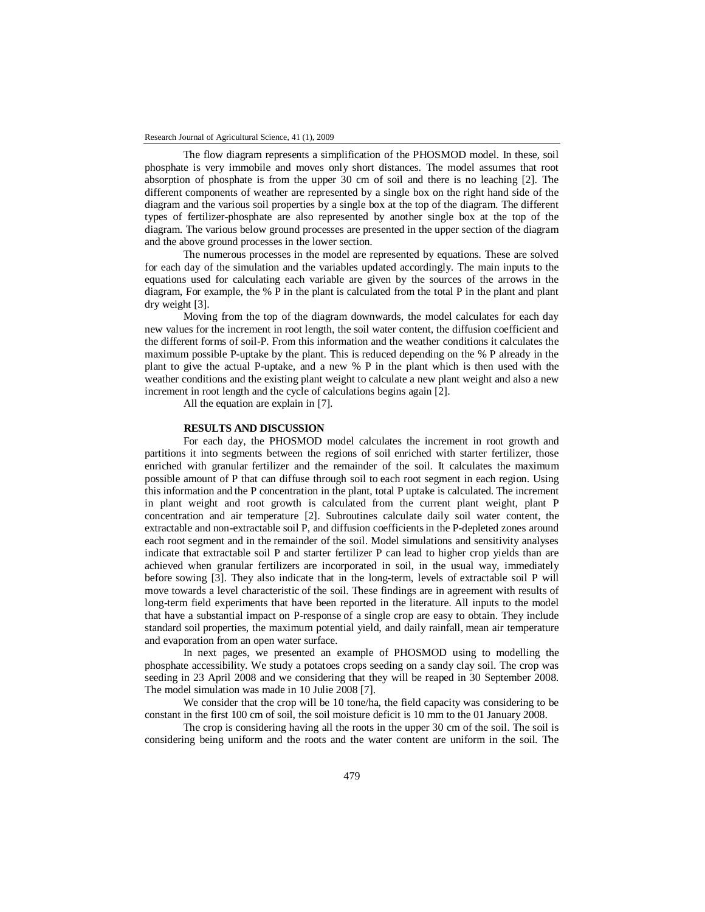The flow diagram represents a simplification of the PHOSMOD model. In these, soil phosphate is very immobile and moves only short distances. The model assumes that root absorption of phosphate is from the upper 30 cm of soil and there is no leaching [2]. The different components of weather are represented by a single box on the right hand side of the diagram and the various soil properties by a single box at the top of the diagram. The different types of fertilizer-phosphate are also represented by another single box at the top of the diagram. The various below ground processes are presented in the upper section of the diagram and the above ground processes in the lower section.

The numerous processes in the model are represented by equations. These are solved for each day of the simulation and the variables updated accordingly. The main inputs to the equations used for calculating each variable are given by the sources of the arrows in the diagram, For example, the % P in the plant is calculated from the total P in the plant and plant dry weight [3].

Moving from the top of the diagram downwards, the model calculates for each day new values for the increment in root length, the soil water content, the diffusion coefficient and the different forms of soil-P. From this information and the weather conditions it calculates the maximum possible P-uptake by the plant. This is reduced depending on the % P already in the plant to give the actual P-uptake, and a new % P in the plant which is then used with the weather conditions and the existing plant weight to calculate a new plant weight and also a new increment in root length and the cycle of calculations begins again [2].

All the equation are explain in [7].

## RESULTS AND DISCUSSION

For each day, the PHOSMOD model calculates the increment in root growth and partitions it into segments between the regions of soil enriched with starter fertilizer, those enriched with granular fertilizer and the remainder of the soil. It calculates the maximum possible amount of P that can diffuse through soil to each root segment in each region. Using this information and the P concentration in the plant, total P uptake is calculated. The increment in plant weight and root growth is calculated from the current plant weight, plant P concentration and air temperature [2]. Subroutines calculate daily soil water content, the extractable and non-extractable soil P, and diffusion coefficients in the P-depleted zones around each root segment and in the remainder of the soil. Model simulations and sensitivity analyses indicate that extractable soil P and starter fertilizer P can lead to higher crop yields than are achieved when granular fertilizers are incorporated in soil, in the usual way, immediately before sowing [3]. They also indicate that in the long-term, levels of extractable soil P will move towards a level characteristic of the soil. These findings are in agreement with results of long-term field experiments that have been reported in the literature. All inputs to the model that have a substantial impact on P-response of a single crop are easy to obtain. They include standard soil properties, the maximum potential yield, and daily rainfall, mean air temperature and evaporation from an open water surface.

In next pages, we presented an example of PHOSMOD using to modelling the phosphate accessibility. We study a potatoes crops seeding on a sandy clay soil. The crop was seeding in 23 April 2008 and we considering that they will be reaped in 30 September 2008. The model simulation was made in 10 Julie 2008 [7].

We consider that the crop will be 10 tone/ha, the field capacity was considering to be constant in the first 100 cm of soil, the soil moisture deficit is 10 mm to the 01 January 2008.

The crop is considering having all the roots in the upper 30 cm of the soil. The soil is considering being uniform and the roots and the water content are uniform in the soil. The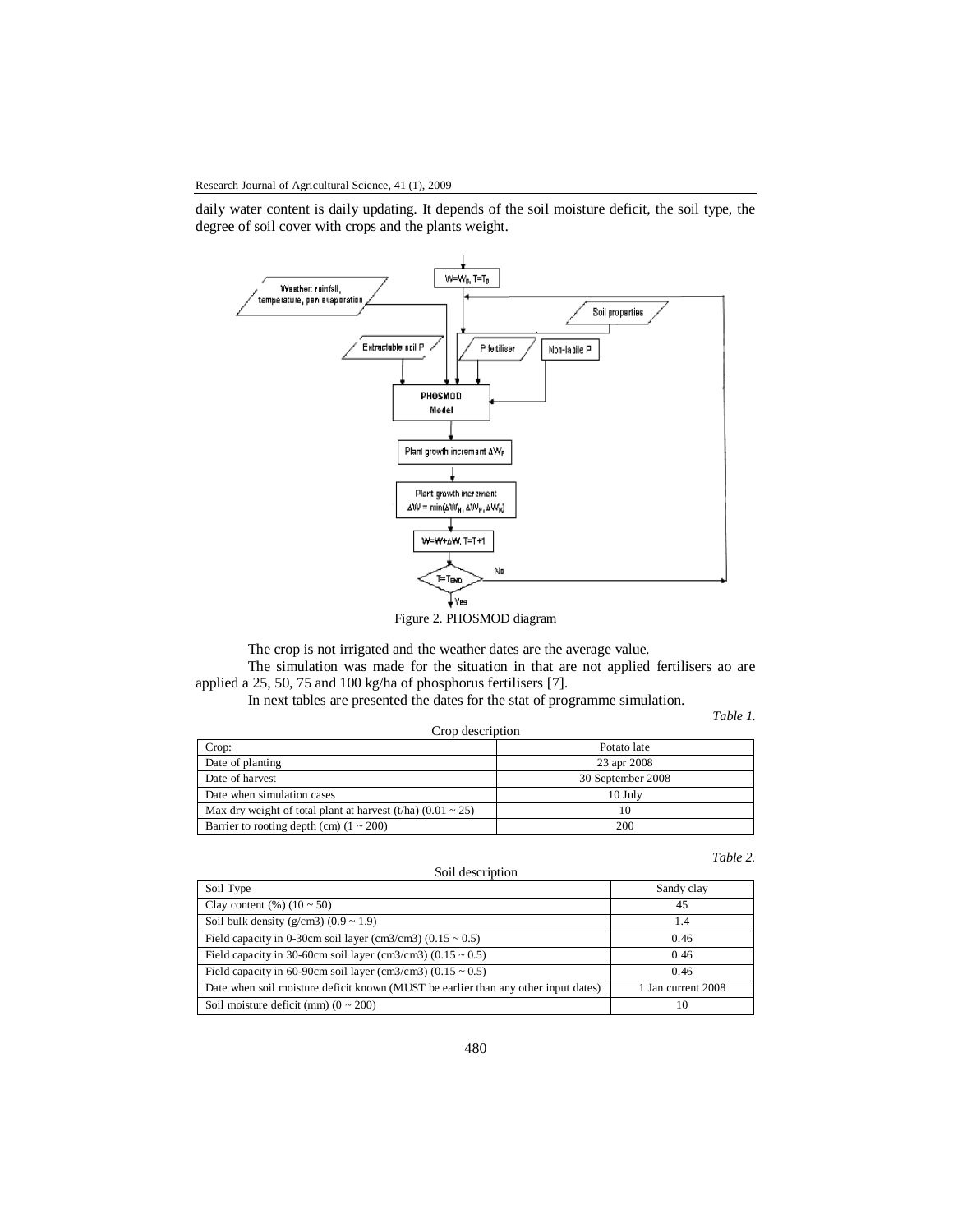daily water content is daily updating. It depends of the soil moisture deficit, the soil type, the degree of soil cover with crops and the plants weight.

Figure 2. PHOSMOD diagram

The crop is not irrigated and the weather dates are the average value.

The simulation was made for the situation in that are not applied fertilisers ao are applied a 25, 50, 75 and 100 kg/ha of phosphorus fertilisers [7].

In next tables are presented the dates for the stat of programme simulation.

*Table 1.*

Crop description

| Crop: | Potato late |
|---|---|
| Date of planting | 23 apr 2008 |
| Date of harvest | 30 September 2008 |
| Date when simulation cases | 10 July |
| Max dry weight of total plant at harvest (t/ha) (0.01 ~ 25) | 10 |
| Barrier to rooting depth (cm) (1 ~ 200) | 200 |

*Table 2.*

Soil description

| Soil Type | Sandy clay |
|---|---|
| Clay content (%) (10 ~ 50) | 45 |
| Soil bulk density (g/cm3) (0.9 ~ 1.9) | 1.4 |
| Field capacity in 0-30cm soil layer (cm3/cm3) (0.15 ~ 0.5) | 0.46 |
| Field capacity in 30-60cm soil layer (cm3/cm3) (0.15 ~ 0.5) | 0.46 |
| Field capacity in 60-90cm soil layer (cm3/cm3) (0.15 ~ 0.5) | 0.46 |
| Date when soil moisture deficit known (MUST be earlier than any other input dates) | 1 Jan current 2008 |
| Soil moisture deficit (mm) (0 ~ 200) | 10 |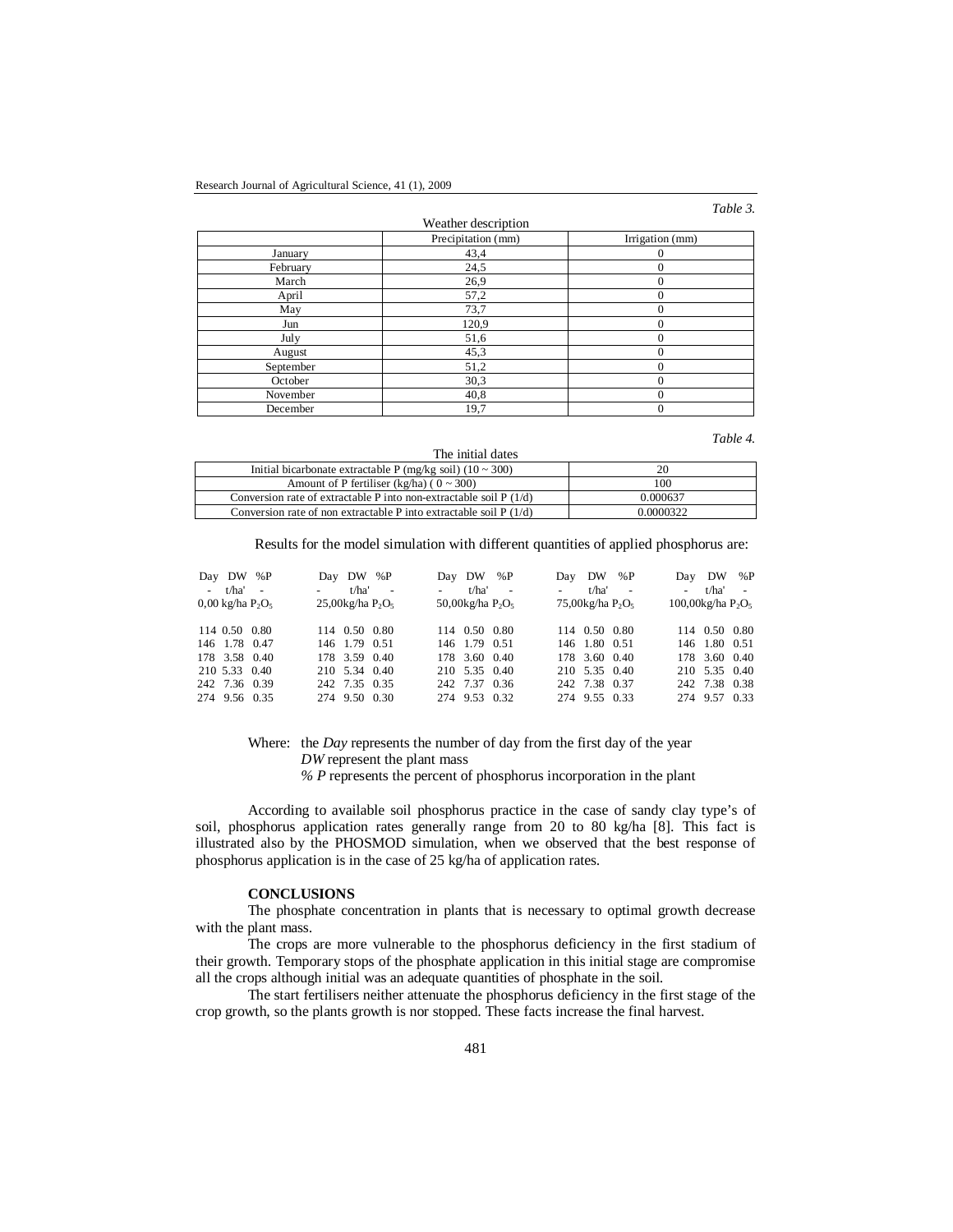*Table 3.*

Weather description

| | Precipitation (mm) | Irrigation (mm) |
|---|---|---|
| January | 43,4 | 0 |
| February | 24,5 | 0 |
| March | 26,9 | 0 |
| April | 57,2 | 0 |
| May | 73,7 | 0 |
| Jun | 120,9 | 0 |
| July | 51,6 | 0 |
| August | 45,3 | 0 |
| September | 51,2 | 0 |
| October | 30,3 | 0 |
| November | 40,8 | 0 |
| December | 19,7 | 0 |

*Table 4.*

The initial dates

| | |
|---|---|
| Initial bicarbonate extractable P (mg/kg soil) (10 ~ 300) | 20 |
| Amount of P fertiliser (kg/ha) ( 0 ~ 300) | 100 |
| Conversion rate of extractable P into non-extractable soil P (1/d) | 0.000637 |
| Conversion rate of non extractable P into extractable soil P (1/d) | 0.0000322 |

Results for the model simulation with different quantities of applied phosphorus are:

| Day | DW | %P | Day | DW | %P | Day | DW | %P | Day | DW | %P | Day | DW | %P |
|---|---|---|---|---|---|---|---|---|---|---|---|---|---|---|
| - | t/ha' | - | - | t/ha' | - | - | t/ha' | - | - | t/ha' | - | - | t/ha' | - |
| 0,00 kg/ha $P_2O_5$ | | | 25,00kg/ha $P_2O_5$ | | | 50,00kg/ha $P_2O_5$ | | | 75,00kg/ha $P_2O_5$ | | | 100,00kg/ha $P_2O_5$ | | |
| 114 | 0.50 | 0.80 | 114 | 0.50 | 0.80 | 114 | 0.50 | 0.80 | 114 | 0.50 | 0.80 | 114 | 0.50 | 0.80 |
| 146 | 1.78 | 0.47 | 146 | 1.79 | 0.51 | 146 | 1.79 | 0.51 | 146 | 1.80 | 0.51 | 146 | 1.80 | 0.51 |
| 178 | 3.58 | 0.40 | 178 | 3.59 | 0.40 | 178 | 3.60 | 0.40 | 178 | 3.60 | 0.40 | 178 | 3.60 | 0.40 |
| 210 | 5.33 | 0.40 | 210 | 5.34 | 0.40 | 210 | 5.35 | 0.40 | 210 | 5.35 | 0.40 | 210 | 5.35 | 0.40 |
| 242 | 7.36 | 0.39 | 242 | 7.35 | 0.35 | 242 | 7.37 | 0.36 | 242 | 7.38 | 0.37 | 242 | 7.38 | 0.38 |
| 274 | 9.56 | 0.35 | 274 | 9.50 | 0.30 | 274 | 9.53 | 0.32 | 274 | 9.55 | 0.33 | 274 | 9.57 | 0.33 |

Where: the *Day* represents the number of day from the first day of the year
*DW* represent the plant mass
*% P* represents the percent of phosphorus incorporation in the plant

According to available soil phosphorus practice in the case of sandy clay type's of soil, phosphorus application rates generally range from 20 to 80 kg/ha [8]. This fact is illustrated also by the PHOSMOD simulation, when we observed that the best response of phosphorus application is in the case of 25 kg/ha of application rates.

## CONCLUSIONS

The phosphate concentration in plants that is necessary to optimal growth decrease with the plant mass.

The crops are more vulnerable to the phosphorus deficiency in the first stadium of their growth. Temporary stops of the phosphate application in this initial stage are compromise all the crops although initial was an adequate quantities of phosphate in the soil.

The start fertilisers neither attenuate the phosphorus deficiency in the first stage of the crop growth, so the plants growth is nor stopped. These facts increase the final harvest.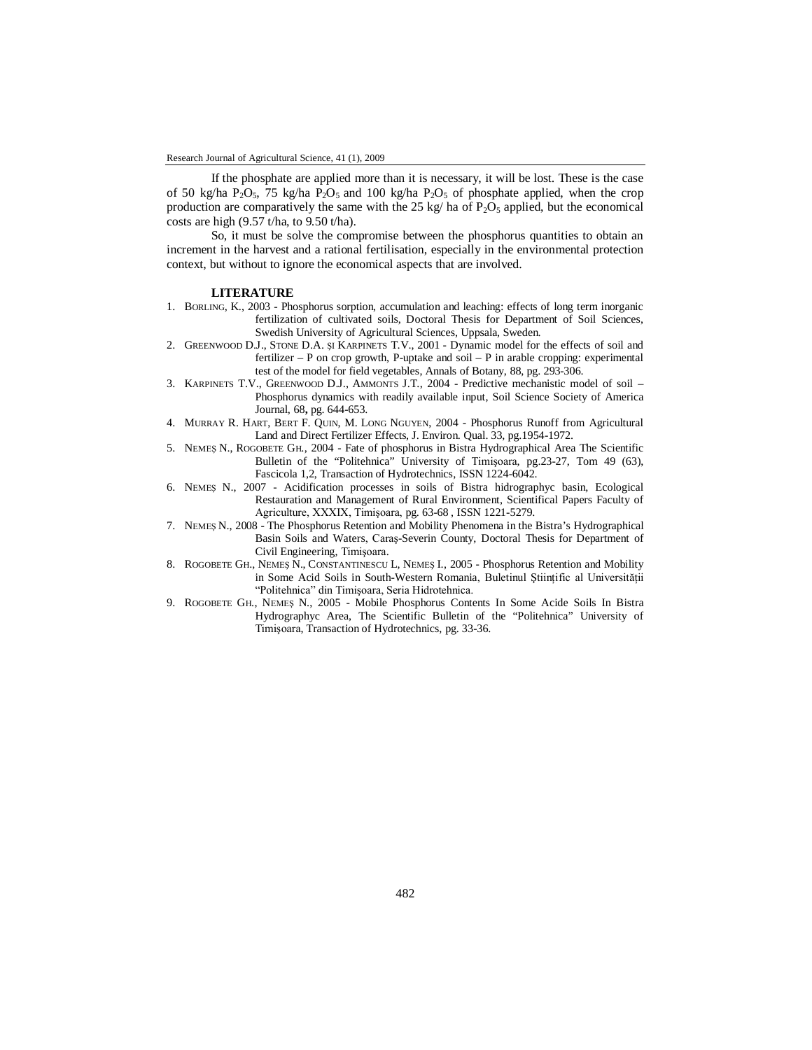If the phosphate are applied more than it is necessary, it will be lost. These is the case of 50 kg/ha $P_2O_5$, 75 kg/ha $P_2O_5$ and 100 kg/ha $P_2O_5$ of phosphate applied, when the crop production are comparatively the same with the 25 kg/ ha of $P_2O_5$ applied, but the economical costs are high (9.57 t/ha, to 9.50 t/ha).

So, it must be solve the compromise between the phosphorus quantities to obtain an increment in the harvest and a rational fertilisation, especially in the environmental protection context, but without to ignore the economical aspects that are involved.

## LITERATURE

1. BORLING, K., 2003 - Phosphorus sorption, accumulation and leaching: effects of long term inorganic fertilization of cultivated soils, Doctoral Thesis for Department of Soil Sciences, Swedish University of Agricultural Sciences, Uppsala, Sweden.
2. GREENWOOD D.J., STONE D.A. ŞI KARPINETS T.V., 2001 - Dynamic model for the effects of soil and fertilizer – P on crop growth, P-uptake and soil – P in arable cropping: experimental test of the model for field vegetables, Annals of Botany, 88, pg. 293-306.
3. KARPINETS T.V., GREENWOOD D.J., AMMONTS J.T., 2004 - Predictive mechanistic model of soil – Phosphorus dynamics with readily available input, Soil Science Society of America Journal, 68**,** pg. 644-653.
4. MURRAY R. HART, BERT F. QUIN, M. LONG NGUYEN, 2004 - Phosphorus Runoff from Agricultural Land and Direct Fertilizer Effects, J. Environ. Qual. 33, pg.1954-1972.
5. NEMEŞ N., ROGOBETE GH., 2004 - Fate of phosphorus in Bistra Hydrographical Area The Scientific Bulletin of the "Politehnica" University of Timişoara, pg.23-27, Tom 49 (63), Fascicola 1,2, Transaction of Hydrotechnics, ISSN 1224-6042.
6. NEMEŞ N., 2007 - Acidification processes in soils of Bistra hidrographyc basin, Ecological Restauration and Management of Rural Environment, Scientifical Papers Faculty of Agriculture, XXXIX, Timişoara, pg. 63-68 , ISSN 1221-5279.
7. NEMEŞ N., 2008 - The Phosphorus Retention and Mobility Phenomena in the Bistra's Hydrographical Basin Soils and Waters, Caraş-Severin County, Doctoral Thesis for Department of Civil Engineering, Timişoara.
8. ROGOBETE GH., NEMEŞ N., CONSTANTINESCU L, NEMEŞ I., 2005 - Phosphorus Retention and Mobility in Some Acid Soils in South-Western Romania, Buletinul Ştiinţific al Universităţii "Politehnica" din Timişoara, Seria Hidrotehnica.
9. ROGOBETE GH., NEMEŞ N., 2005 - Mobile Phosphorus Contents In Some Acide Soils In Bistra Hydrographyc Area, The Scientific Bulletin of the "Politehnica" University of Timişoara, Transaction of Hydrotechnics, pg. 33-36.